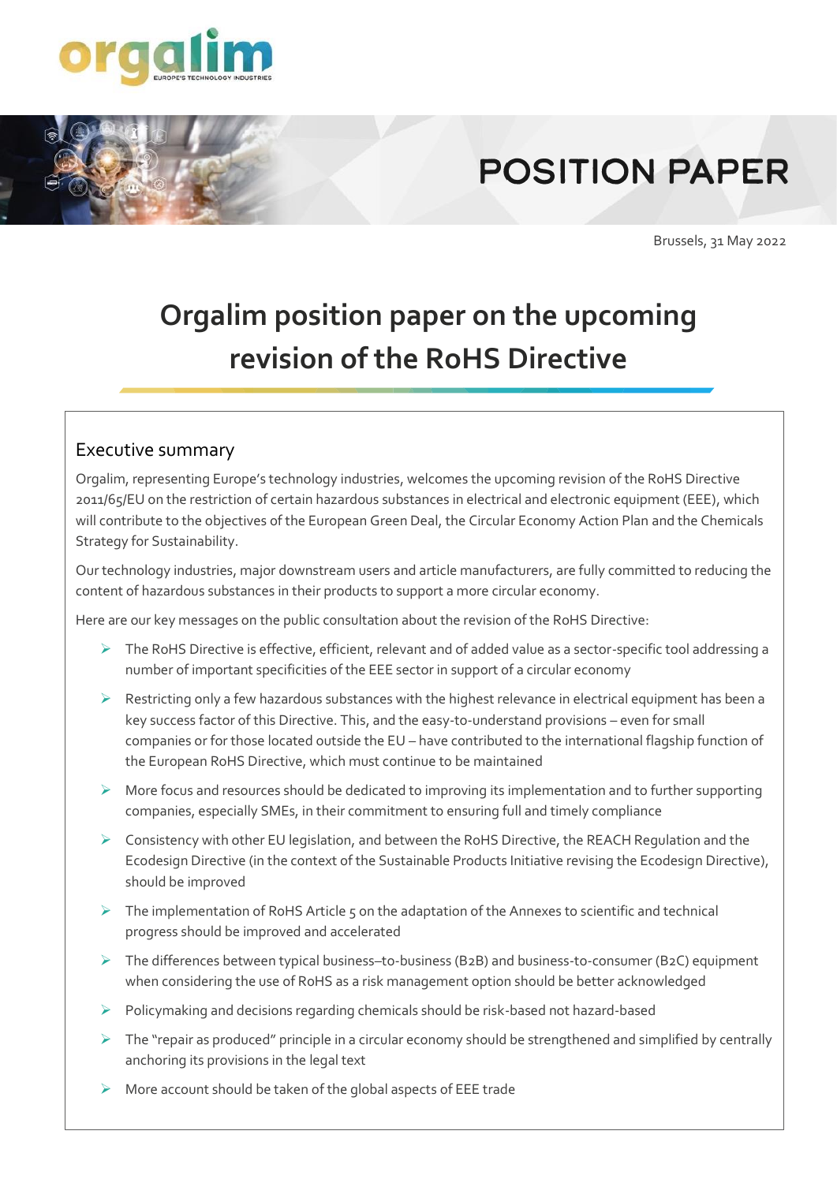POSITION PAPER

Brussels, 31 May 2022

# Orgalim position paper on the upcoming revision of the RoHS Directive

## Executive summary

Orgalim, representing Europe's technology industries, welcomes the upcoming revision of the RoHS Directive 2011/65/EU on the restriction of certain hazardous substances in electrical and electronic equipment (EEE), which will contribute to the objectives of the European Green Deal, the Circular Economy Action Plan and the Chemicals Strategy for Sustainability.

Our technology industries, major downstream users and article manufacturers, are fully committed to reducing the content of hazardous substances in their products to support a more circular economy.

Here are our key messages on the public consultation about the revision of the RoHS Directive:

- The RoHS Directive is effective, efficient, relevant and of added value as a sector-specific tool addressing a number of important specificities of the EEE sector in support of a circular economy
- Restricting only a few hazardous substances with the highest relevance in electrical equipment has been a key success factor of this Directive. This, and the easy-to-understand provisions – even for small companies or for those located outside the EU – have contributed to the international flagship function of the European RoHS Directive, which must continue to be maintained
- More focus and resources should be dedicated to improving its implementation and to further supporting companies, especially SMEs, in their commitment to ensuring full and timely compliance
- Consistency with other EU legislation, and between the RoHS Directive, the REACH Regulation and the Ecodesign Directive (in the context of the Sustainable Products Initiative revising the Ecodesign Directive), should be improved
- The implementation of RoHS Article 5 on the adaptation of the Annexes to scientific and technical progress should be improved and accelerated
- The differences between typical business–to-business (B2B) and business-to-consumer (B2C) equipment when considering the use of RoHS as a risk management option should be better acknowledged
- Policymaking and decisions regarding chemicals should be risk-based not hazard-based
- The "repair as produced" principle in a circular economy should be strengthened and simplified by centrally anchoring its provisions in the legal text
- More account should be taken of the global aspects of EEE trade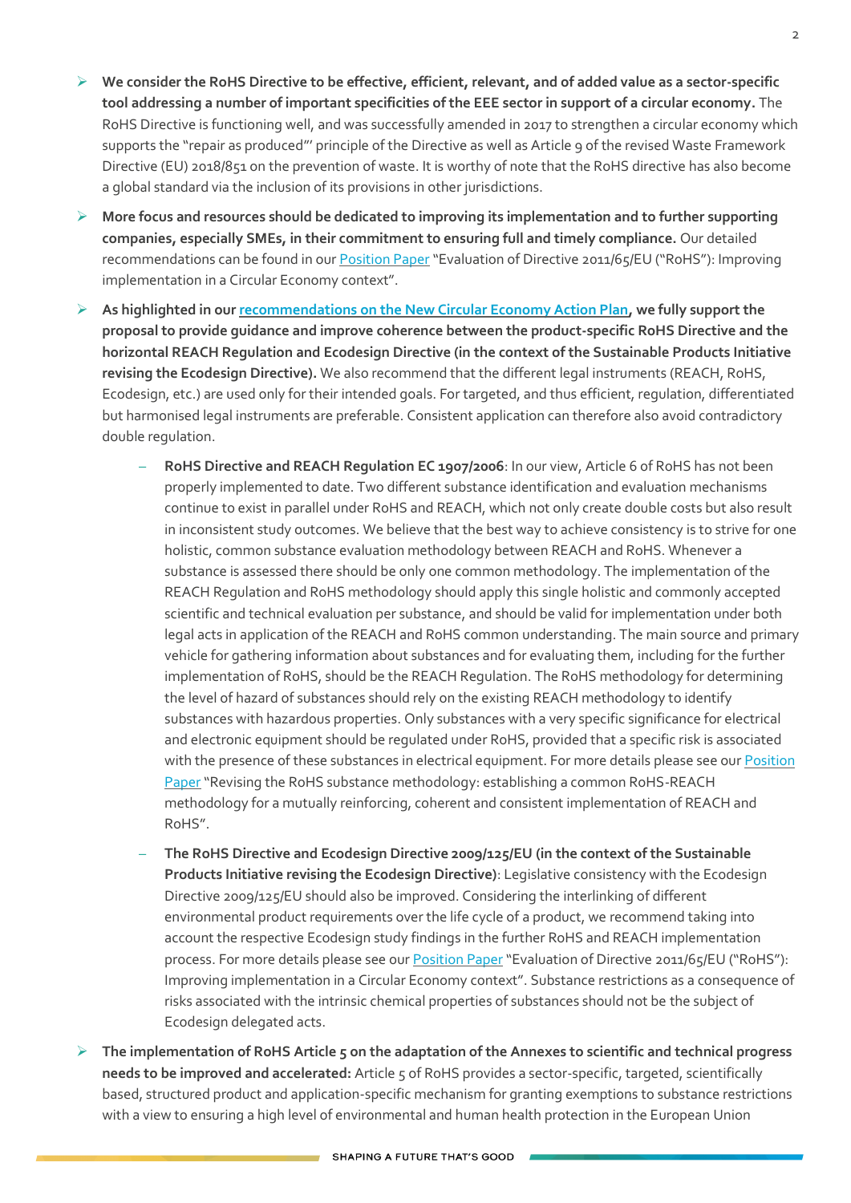- **We consider the RoHS Directive to be effective, efficient, relevant, and of added value as a sector-specific tool addressing a number of important specificities of the EEE sector in support of a circular economy.** The RoHS Directive is functioning well, and was successfully amended in 2017 to strengthen a circular economy which supports the "repair as produced"' principle of the Directive as well as Article 9 of the revised Waste Framework Directive (EU) 2018/851 on the prevention of waste. It is worthy of note that the RoHS directive has also become a global standard via the inclusion of its provisions in other jurisdictions.
- **More focus and resources should be dedicated to improving its implementation and to further supporting companies, especially SMEs, in their commitment to ensuring full and timely compliance.** Our detailed recommendations can be found in our Position Paper "Evaluation of Directive 2011/65/EU ("RoHS"): Improving implementation in a Circular Economy context".
- **As highlighted in our recommendations on the New Circular Economy Action Plan, we fully support the proposal to provide guidance and improve coherence between the product-specific RoHS Directive and the horizontal REACH Regulation and Ecodesign Directive (in the context of the Sustainable Products Initiative revising the Ecodesign Directive).** We also recommend that the different legal instruments (REACH, RoHS, Ecodesign, etc.) are used only for their intended goals. For targeted, and thus efficient, regulation, differentiated but harmonised legal instruments are preferable. Consistent application can therefore also avoid contradictory double regulation.
  - **RoHS Directive and REACH Regulation EC 1907/2006**: In our view, Article 6 of RoHS has not been properly implemented to date. Two different substance identification and evaluation mechanisms continue to exist in parallel under RoHS and REACH, which not only create double costs but also result in inconsistent study outcomes. We believe that the best way to achieve consistency is to strive for one holistic, common substance evaluation methodology between REACH and RoHS. Whenever a substance is assessed there should be only one common methodology. The implementation of the REACH Regulation and RoHS methodology should apply this single holistic and commonly accepted scientific and technical evaluation per substance, and should be valid for implementation under both legal acts in application of the REACH and RoHS common understanding. The main source and primary vehicle for gathering information about substances and for evaluating them, including for the further implementation of RoHS, should be the REACH Regulation. The RoHS methodology for determining the level of hazard of substances should rely on the existing REACH methodology to identify substances with hazardous properties. Only substances with a very specific significance for electrical and electronic equipment should be regulated under RoHS, provided that a specific risk is associated with the presence of these substances in electrical equipment. For more details please see our Position Paper "Revising the RoHS substance methodology: establishing a common RoHS-REACH methodology for a mutually reinforcing, coherent and consistent implementation of REACH and RoHS".
  - **The RoHS Directive and Ecodesign Directive 2009/125/EU (in the context of the Sustainable Products Initiative revising the Ecodesign Directive)**: Legislative consistency with the Ecodesign Directive 2009/125/EU should also be improved. Considering the interlinking of different environmental product requirements over the life cycle of a product, we recommend taking into account the respective Ecodesign study findings in the further RoHS and REACH implementation process. For more details please see our Position Paper "Evaluation of Directive 2011/65/EU ("RoHS"): Improving implementation in a Circular Economy context". Substance restrictions as a consequence of risks associated with the intrinsic chemical properties of substances should not be the subject of Ecodesign delegated acts.
- **The implementation of RoHS Article 5 on the adaptation of the Annexes to scientific and technical progress needs to be improved and accelerated:** Article 5 of RoHS provides a sector-specific, targeted, scientifically based, structured product and application-specific mechanism for granting exemptions to substance restrictions with a view to ensuring a high level of environmental and human health protection in the European Union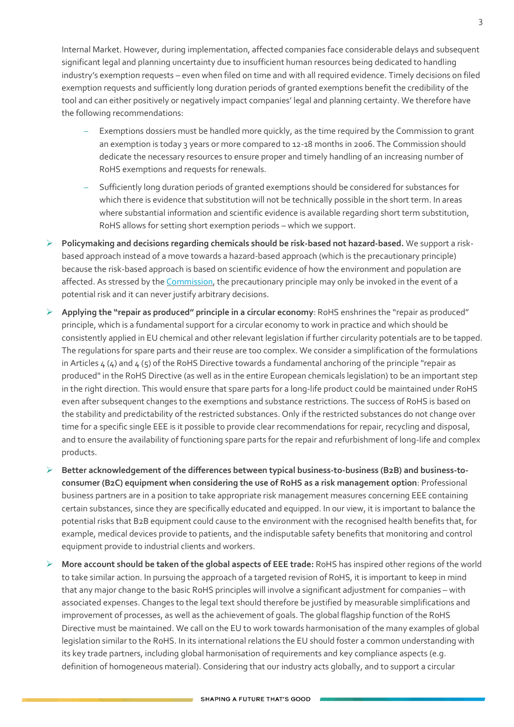Internal Market. However, during implementation, affected companies face considerable delays and subsequent significant legal and planning uncertainty due to insufficient human resources being dedicated to handling industry's exemption requests – even when filed on time and with all required evidence. Timely decisions on filed exemption requests and sufficiently long duration periods of granted exemptions benefit the credibility of the tool and can either positively or negatively impact companies' legal and planning certainty. We therefore have the following recommendations:

  - Exemptions dossiers must be handled more quickly, as the time required by the Commission to grant an exemption is today 3 years or more compared to 12-18 months in 2006. The Commission should dedicate the necessary resources to ensure proper and timely handling of an increasing number of RoHS exemptions and requests for renewals.
  - Sufficiently long duration periods of granted exemptions should be considered for substances for which there is evidence that substitution will not be technically possible in the short term. In areas where substantial information and scientific evidence is available regarding short term substitution, RoHS allows for setting short exemption periods – which we support.

- **Policymaking and decisions regarding chemicals should be risk-based not hazard-based.** We support a risk-based approach instead of a move towards a hazard-based approach (which is the precautionary principle) because the risk-based approach is based on scientific evidence of how the environment and population are affected. As stressed by the Commission, the precautionary principle may only be invoked in the event of a potential risk and it can never justify arbitrary decisions.
- **Applying the "repair as produced" principle in a circular economy**: RoHS enshrines the "repair as produced" principle, which is a fundamental support for a circular economy to work in practice and which should be consistently applied in EU chemical and other relevant legislation if further circularity potentials are to be tapped. The regulations for spare parts and their reuse are too complex. We consider a simplification of the formulations in Articles 4 (4) and 4 (5) of the RoHS Directive towards a fundamental anchoring of the principle "repair as produced" in the RoHS Directive (as well as in the entire European chemicals legislation) to be an important step in the right direction. This would ensure that spare parts for a long-life product could be maintained under RoHS even after subsequent changes to the exemptions and substance restrictions. The success of RoHS is based on the stability and predictability of the restricted substances. Only if the restricted substances do not change over time for a specific single EEE is it possible to provide clear recommendations for repair, recycling and disposal, and to ensure the availability of functioning spare parts for the repair and refurbishment of long-life and complex products.
- **Better acknowledgement of the differences between typical business-to-business (B2B) and business-to-consumer (B2C) equipment when considering the use of RoHS as a risk management option**: Professional business partners are in a position to take appropriate risk management measures concerning EEE containing certain substances, since they are specifically educated and equipped. In our view, it is important to balance the potential risks that B2B equipment could cause to the environment with the recognised health benefits that, for example, medical devices provide to patients, and the indisputable safety benefits that monitoring and control equipment provide to industrial clients and workers.
- **More account should be taken of the global aspects of EEE trade:** RoHS has inspired other regions of the world to take similar action. In pursuing the approach of a targeted revision of RoHS, it is important to keep in mind that any major change to the basic RoHS principles will involve a significant adjustment for companies – with associated expenses. Changes to the legal text should therefore be justified by measurable simplifications and improvement of processes, as well as the achievement of goals. The global flagship function of the RoHS Directive must be maintained. We call on the EU to work towards harmonisation of the many examples of global legislation similar to the RoHS. In its international relations the EU should foster a common understanding with its key trade partners, including global harmonisation of requirements and key compliance aspects (e.g. definition of homogeneous material). Considering that our industry acts globally, and to support a circular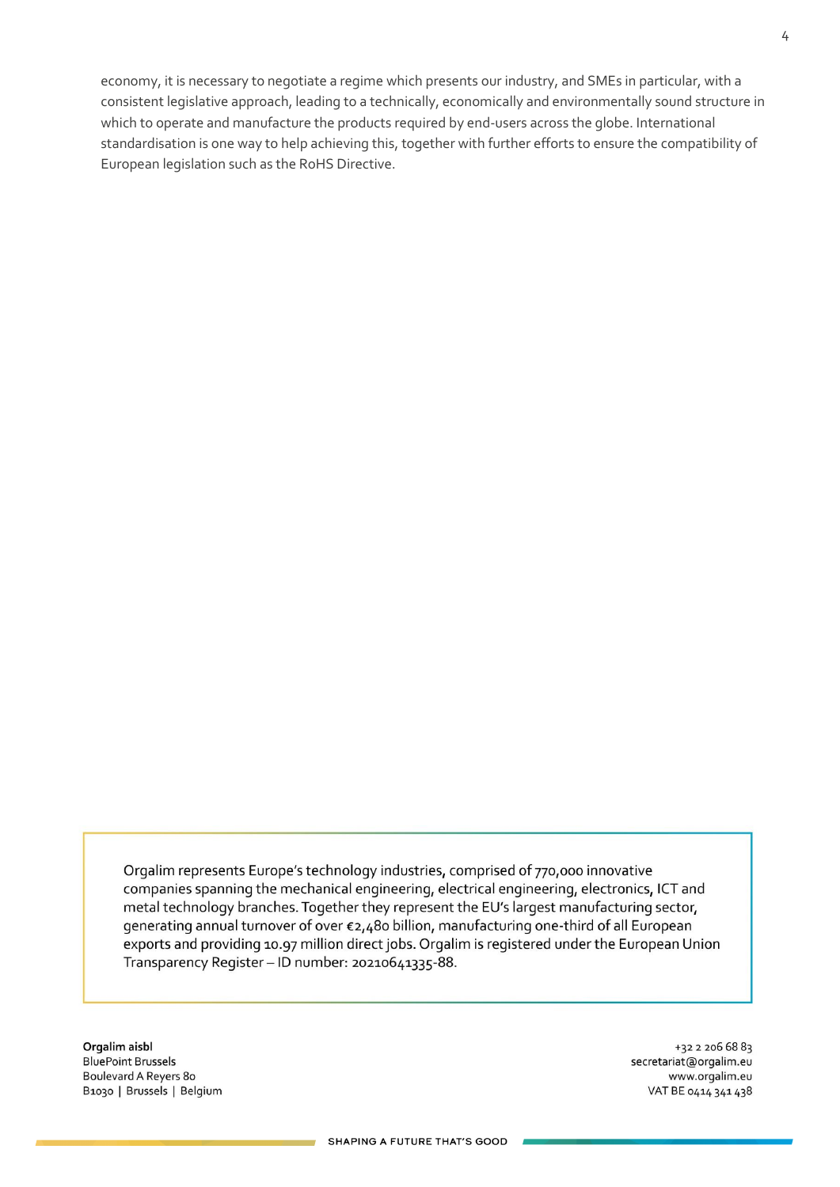economy, it is necessary to negotiate a regime which presents our industry, and SMEs in particular, with a consistent legislative approach, leading to a technically, economically and environmentally sound structure in which to operate and manufacture the products required by end-users across the globe. International standardisation is one way to help achieving this, together with further efforts to ensure the compatibility of European legislation such as the RoHS Directive.

Orgalim represents Europe's technology industries, comprised of 770,000 innovative companies spanning the mechanical engineering, electrical engineering, electronics, ICT and metal technology branches. Together they represent the EU's largest manufacturing sector, generating annual turnover of over €2,480 billion, manufacturing one-third of all European exports and providing 10.97 million direct jobs. Orgalim is registered under the European Union Transparency Register – ID number: 20210641335-88.

**Orgalim aisbl**
BluePoint Brussels
Boulevard A Reyers 80
B1030 | Brussels | Belgium

+32 2 206 68 83
secretariat@orgalim.eu
www.orgalim.eu
VAT BE 0414 341 438

SHAPING A FUTURE THAT'S GOOD